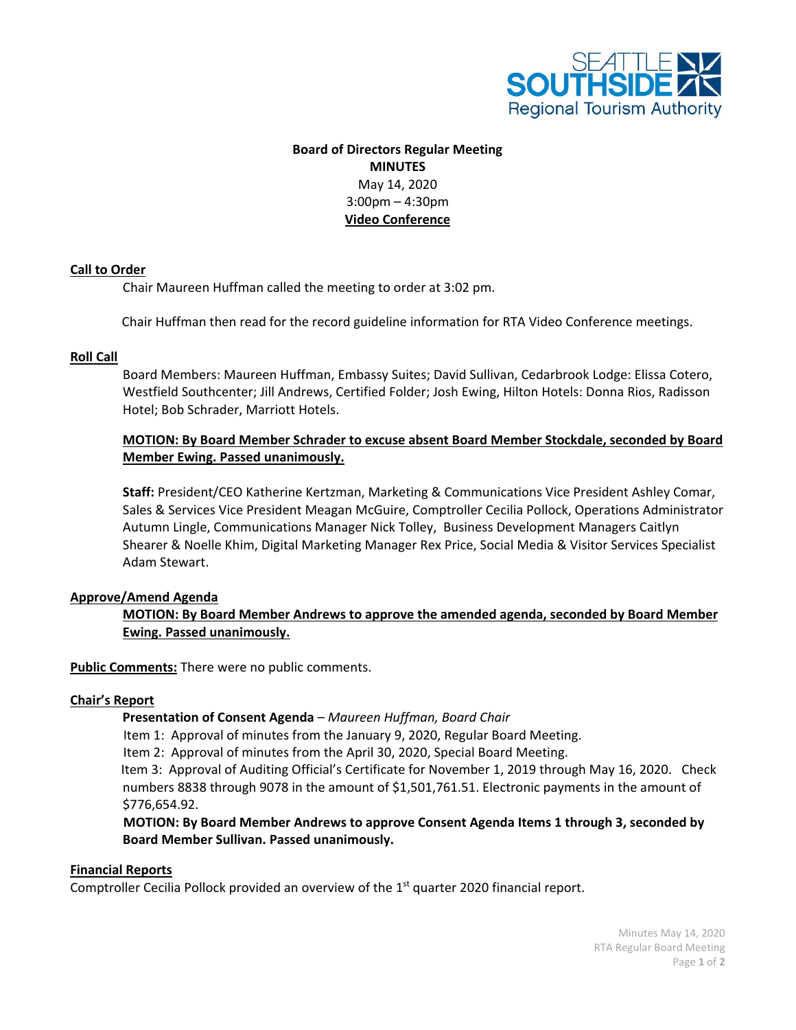**Board of Directors Regular Meeting**
**MINUTES**
May 14, 2020
3:00pm – 4:30pm
**Video Conference**

**Call to Order**

Chair Maureen Huffman called the meeting to order at 3:02 pm.

Chair Huffman then read for the record guideline information for RTA Video Conference meetings.

**Roll Call**

Board Members: Maureen Huffman, Embassy Suites; David Sullivan, Cedarbrook Lodge: Elissa Cotero, Westfield Southcenter; Jill Andrews, Certified Folder; Josh Ewing, Hilton Hotels: Donna Rios, Radisson Hotel; Bob Schrader, Marriott Hotels.

**MOTION: By Board Member Schrader to excuse absent Board Member Stockdale, seconded by Board Member Ewing. Passed unanimously.**

**Staff:** President/CEO Katherine Kertzman, Marketing & Communications Vice President Ashley Comar, Sales & Services Vice President Meagan McGuire, Comptroller Cecilia Pollock, Operations Administrator Autumn Lingle, Communications Manager Nick Tolley, Business Development Managers Caitlyn Shearer & Noelle Khim, Digital Marketing Manager Rex Price, Social Media & Visitor Services Specialist Adam Stewart.

**Approve/Amend Agenda**

**MOTION: By Board Member Andrews to approve the amended agenda, seconded by Board Member Ewing. Passed unanimously.**

**Public Comments:** There were no public comments.

**Chair's Report**

**Presentation of Consent Agenda** – *Maureen Huffman, Board Chair*

Item 1: Approval of minutes from the January 9, 2020, Regular Board Meeting.

Item 2: Approval of minutes from the April 30, 2020, Special Board Meeting.

Item 3: Approval of Auditing Official's Certificate for November 1, 2019 through May 16, 2020. Check numbers 8838 through 9078 in the amount of $1,501,761.51. Electronic payments in the amount of $776,654.92.

**MOTION: By Board Member Andrews to approve Consent Agenda Items 1 through 3, seconded by Board Member Sullivan. Passed unanimously.**

**Financial Reports**

Comptroller Cecilia Pollock provided an overview of the 1st quarter 2020 financial report.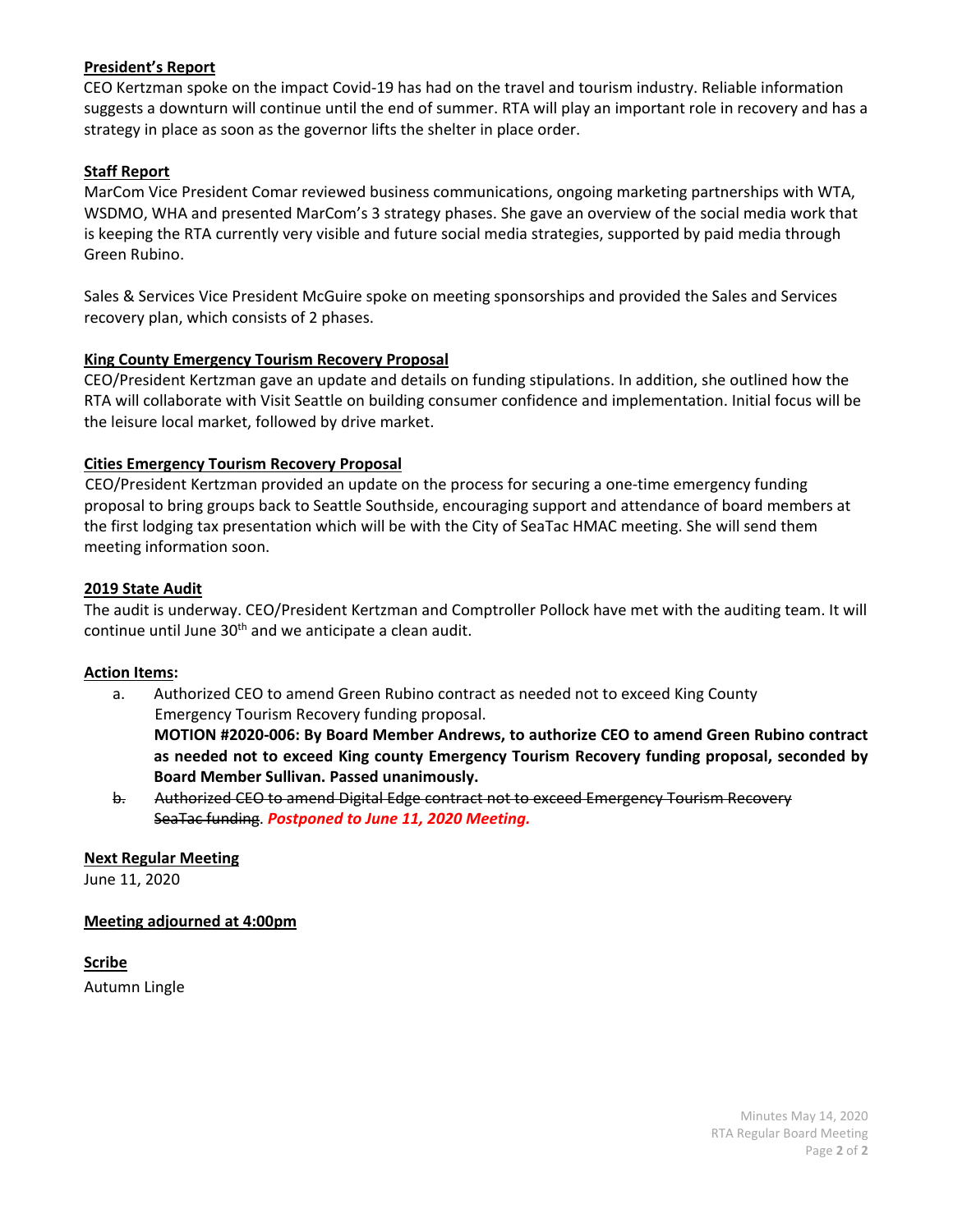**President's Report**

CEO Kertzman spoke on the impact Covid-19 has had on the travel and tourism industry. Reliable information suggests a downturn will continue until the end of summer. RTA will play an important role in recovery and has a strategy in place as soon as the governor lifts the shelter in place order.

**Staff Report**

MarCom Vice President Comar reviewed business communications, ongoing marketing partnerships with WTA, WSDMO, WHA and presented MarCom's 3 strategy phases. She gave an overview of the social media work that is keeping the RTA currently very visible and future social media strategies, supported by paid media through Green Rubino.

Sales & Services Vice President McGuire spoke on meeting sponsorships and provided the Sales and Services recovery plan, which consists of 2 phases.

**King County Emergency Tourism Recovery Proposal**

CEO/President Kertzman gave an update and details on funding stipulations. In addition, she outlined how the RTA will collaborate with Visit Seattle on building consumer confidence and implementation. Initial focus will be the leisure local market, followed by drive market.

**Cities Emergency Tourism Recovery Proposal**

CEO/President Kertzman provided an update on the process for securing a one-time emergency funding proposal to bring groups back to Seattle Southside, encouraging support and attendance of board members at the first lodging tax presentation which will be with the City of SeaTac HMAC meeting. She will send them meeting information soon.

**2019 State Audit**

The audit is underway. CEO/President Kertzman and Comptroller Pollock have met with the auditing team. It will continue until June 30th and we anticipate a clean audit.

**Action Items:**

a. Authorized CEO to amend Green Rubino contract as needed not to exceed King County Emergency Tourism Recovery funding proposal.
   **MOTION #2020-006: By Board Member Andrews, to authorize CEO to amend Green Rubino contract as needed not to exceed King county Emergency Tourism Recovery funding proposal, seconded by Board Member Sullivan. Passed unanimously.**

b. ~~Authorized CEO to amend Digital Edge contract not to exceed Emergency Tourism Recovery SeaTac funding~~. ***Postponed to June 11, 2020 Meeting.***

**Next Regular Meeting**

June 11, 2020

**Meeting adjourned at 4:00pm**

**Scribe**

Autumn Lingle